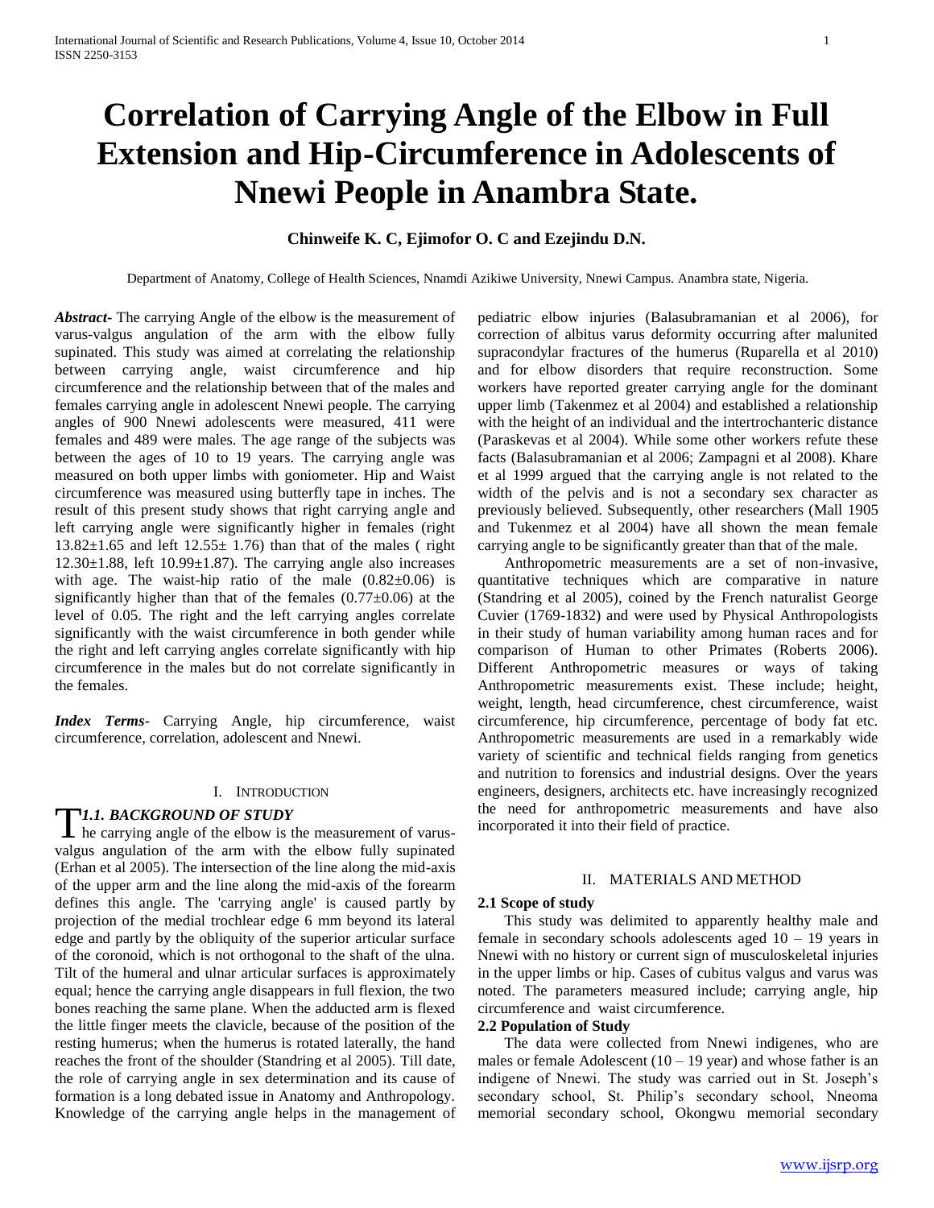# Correlation of Carrying Angle of the Elbow in Full Extension and Hip-Circumference in Adolescents of Nnewi People in Anambra State.

**Chinweife K. C, Ejimofor O. C and Ezejindu D.N.**

Department of Anatomy, College of Health Sciences, Nnamdi Azikiwe University, Nnewi Campus. Anambra state, Nigeria.

***Abstract*-** The carrying Angle of the elbow is the measurement of varus-valgus angulation of the arm with the elbow fully supinated. This study was aimed at correlating the relationship between carrying angle, waist circumference and hip circumference and the relationship between that of the males and females carrying angle in adolescent Nnewi people. The carrying angles of 900 Nnewi adolescents were measured, 411 were females and 489 were males. The age range of the subjects was between the ages of 10 to 19 years. The carrying angle was measured on both upper limbs with goniometer. Hip and Waist circumference was measured using butterfly tape in inches. The result of this present study shows that right carrying angle and left carrying angle were significantly higher in females (right $13.82\pm1.65$ and left $12.55\pm$ 1.76) than that of the males ( right $12.30\pm1.88$, left $10.99\pm1.87$). The carrying angle also increases with age. The waist-hip ratio of the male ($0.82\pm0.06$) is significantly higher than that of the females ($0.77\pm0.06$) at the level of 0.05. The right and the left carrying angles correlate significantly with the waist circumference in both gender while the right and left carrying angles correlate significantly with hip circumference in the males but do not correlate significantly in the females.

***Index Terms*-** Carrying Angle, hip circumference, waist circumference, correlation, adolescent and Nnewi.

## I. Introduction

### *1.1. BACKGROUND OF STUDY*

The carrying angle of the elbow is the measurement of varus-valgus angulation of the arm with the elbow fully supinated (Erhan et al 2005). The intersection of the line along the mid-axis of the upper arm and the line along the mid-axis of the forearm defines this angle. The 'carrying angle' is caused partly by projection of the medial trochlear edge 6 mm beyond its lateral edge and partly by the obliquity of the superior articular surface of the coronoid, which is not orthogonal to the shaft of the ulna. Tilt of the humeral and ulnar articular surfaces is approximately equal; hence the carrying angle disappears in full flexion, the two bones reaching the same plane. When the adducted arm is flexed the little finger meets the clavicle, because of the position of the resting humerus; when the humerus is rotated laterally, the hand reaches the front of the shoulder (Standring et al 2005). Till date, the role of carrying angle in sex determination and its cause of formation is a long debated issue in Anatomy and Anthropology. Knowledge of the carrying angle helps in the management of pediatric elbow injuries (Balasubramanian et al 2006), for correction of albitus varus deformity occurring after malunited supracondylar fractures of the humerus (Ruparella et al 2010) and for elbow disorders that require reconstruction. Some workers have reported greater carrying angle for the dominant upper limb (Takenmez et al 2004) and established a relationship with the height of an individual and the intertrochanteric distance (Paraskevas et al 2004). While some other workers refute these facts (Balasubramanian et al 2006; Zampagni et al 2008). Khare et al 1999 argued that the carrying angle is not related to the width of the pelvis and is not a secondary sex character as previously believed. Subsequently, other researchers (Mall 1905 and Tukenmez et al 2004) have all shown the mean female carrying angle to be significantly greater than that of the male.

Anthropometric measurements are a set of non-invasive, quantitative techniques which are comparative in nature (Standring et al 2005), coined by the French naturalist George Cuvier (1769-1832) and were used by Physical Anthropologists in their study of human variability among human races and for comparison of Human to other Primates (Roberts 2006). Different Anthropometric measures or ways of taking Anthropometric measurements exist. These include; height, weight, length, head circumference, chest circumference, waist circumference, hip circumference, percentage of body fat etc. Anthropometric measurements are used in a remarkably wide variety of scientific and technical fields ranging from genetics and nutrition to forensics and industrial designs. Over the years engineers, designers, architects etc. have increasingly recognized the need for anthropometric measurements and have also incorporated it into their field of practice.

## II. Materials and Method

**2.1 Scope of study**

This study was delimited to apparently healthy male and female in secondary schools adolescents aged 10 – 19 years in Nnewi with no history or current sign of musculoskeletal injuries in the upper limbs or hip. Cases of cubitus valgus and varus was noted. The parameters measured include; carrying angle, hip circumference and waist circumference.

**2.2 Population of Study**

The data were collected from Nnewi indigenes, who are males or female Adolescent (10 – 19 year) and whose father is an indigene of Nnewi. The study was carried out in St. Joseph's secondary school, St. Philip's secondary school, Nneoma memorial secondary school, Okongwu memorial secondary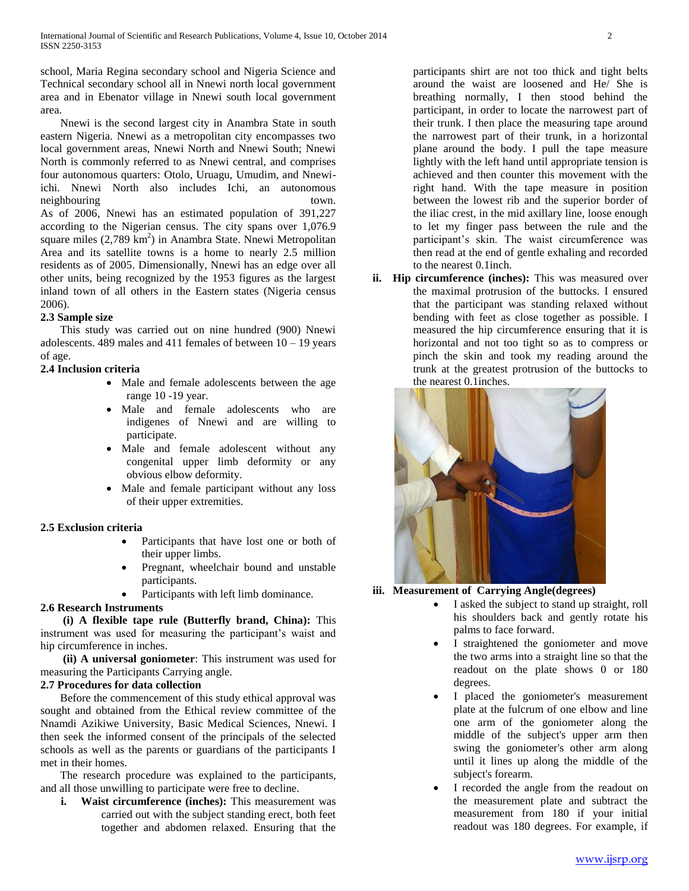school, Maria Regina secondary school and Nigeria Science and Technical secondary school all in Nnewi north local government area and in Ebenator village in Nnewi south local government area.

Nnewi is the second largest city in Anambra State in south eastern Nigeria. Nnewi as a metropolitan city encompasses two local government areas, Nnewi North and Nnewi South; Nnewi North is commonly referred to as Nnewi central, and comprises four autonomous quarters: Otolo, Uruagu, Umudim, and Nnewi-ichi. Nnewi North also includes Ichi, an autonomous neighbouring town.
As of 2006, Nnewi has an estimated population of 391,227 according to the Nigerian census. The city spans over 1,076.9 square miles (2,789 $km^2$) in Anambra State. Nnewi Metropolitan Area and its satellite towns is a home to nearly 2.5 million residents as of 2005. Dimensionally, Nnewi has an edge over all other units, being recognized by the 1953 figures as the largest inland town of all others in the Eastern states (Nigeria census 2006).

### 2.3 Sample size

This study was carried out on nine hundred (900) Nnewi adolescents. 489 males and 411 females of between 10 – 19 years of age.

### 2.4 Inclusion criteria

- Male and female adolescents between the age range 10 -19 year.
- Male and female adolescents who are indigenes of Nnewi and are willing to participate.
- Male and female adolescent without any congenital upper limb deformity or any obvious elbow deformity.
- Male and female participant without any loss of their upper extremities.

### 2.5 Exclusion criteria

- Participants that have lost one or both of their upper limbs.
- Pregnant, wheelchair bound and unstable participants.
- Participants with left limb dominance.

### 2.6 Research Instruments

**(i) A flexible tape rule (Butterfly brand, China):** This instrument was used for measuring the participant's waist and hip circumference in inches.

**(ii) A universal goniometer**: This instrument was used for measuring the Participants Carrying angle.

### 2.7 Procedures for data collection

Before the commencement of this study ethical approval was sought and obtained from the Ethical review committee of the Nnamdi Azikiwe University, Basic Medical Sciences, Nnewi. I then seek the informed consent of the principals of the selected schools as well as the parents or guardians of the participants I met in their homes.

The research procedure was explained to the participants, and all those unwilling to participate were free to decline.

i. **Waist circumference (inches):** This measurement was carried out with the subject standing erect, both feet together and abdomen relaxed. Ensuring that the participants shirt are not too thick and tight belts around the waist are loosened and He/ She is breathing normally, I then stood behind the participant, in order to locate the narrowest part of their trunk. I then place the measuring tape around the narrowest part of their trunk, in a horizontal plane around the body. I pull the tape measure lightly with the left hand until appropriate tension is achieved and then counter this movement with the right hand. With the tape measure in position between the lowest rib and the superior border of the iliac crest, in the mid axillary line, loose enough to let my finger pass between the rule and the participant's skin. The waist circumference was then read at the end of gentle exhaling and recorded to the nearest 0.1inch.

ii. **Hip circumference (inches):** This was measured over the maximal protrusion of the buttocks. I ensured that the participant was standing relaxed without bending with feet as close together as possible. I measured the hip circumference ensuring that it is horizontal and not too tight so as to compress or pinch the skin and took my reading around the trunk at the greatest protrusion of the buttocks to the nearest 0.1inches.

iii. **Measurement of Carrying Angle(degrees)**

- I asked the subject to stand up straight, roll his shoulders back and gently rotate his palms to face forward.
- I straightened the goniometer and move the two arms into a straight line so that the readout on the plate shows 0 or 180 degrees.
- I placed the goniometer's measurement plate at the fulcrum of one elbow and line one arm of the goniometer along the middle of the subject's upper arm then swing the goniometer's other arm along until it lines up along the middle of the subject's forearm.
- I recorded the angle from the readout on the measurement plate and subtract the measurement from 180 if your initial readout was 180 degrees. For example, if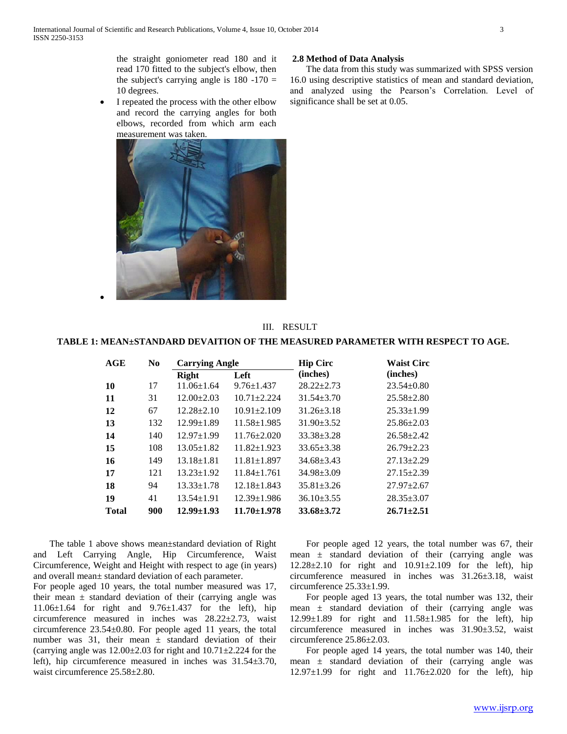the straight goniometer read 180 and it read 170 fitted to the subject's elbow, then the subject's carrying angle is 180 -170 = 10 degrees.

- I repeated the process with the other elbow and record the carrying angles for both elbows, recorded from which arm each measurement was taken.

### 2.8 Method of Data Analysis

The data from this study was summarized with SPSS version 16.0 using descriptive statistics of mean and standard deviation, and analyzed using the Pearson's Correlation. Level of significance shall be set at 0.05.

## III. RESULT

**TABLE 1: MEAN±STANDARD DEVAITION OF THE MEASURED PARAMETER WITH RESPECT TO AGE.**

| AGE | No | Carrying Angle | | Hip Circ (inches) | Waist Circ (inches) |
|---|---|---|---|---|---|
| | | Right | Left | | |
| **10** | 17 | 11.06±1.64 | 9.76±1.437 | 28.22±2.73 | 23.54±0.80 |
| **11** | 31 | 12.00±2.03 | 10.71±2.224 | 31.54±3.70 | 25.58±2.80 |
| **12** | 67 | 12.28±2.10 | 10.91±2.109 | 31.26±3.18 | 25.33±1.99 |
| **13** | 132 | 12.99±1.89 | 11.58±1.985 | 31.90±3.52 | 25.86±2.03 |
| **14** | 140 | 12.97±1.99 | 11.76±2.020 | 33.38±3.28 | 26.58±2.42 |
| **15** | 108 | 13.05±1.82 | 11.82±1.923 | 33.65±3.38 | 26.79±2.23 |
| **16** | 149 | 13.18±1.81 | 11.81±1.897 | 34.68±3.43 | 27.13±2.29 |
| **17** | 121 | 13.23±1.92 | 11.84±1.761 | 34.98±3.09 | 27.15±2.39 |
| **18** | 94 | 13.33±1.78 | 12.18±1.843 | 35.81±3.26 | 27.97±2.67 |
| **19** | 41 | 13.54±1.91 | 12.39±1.986 | 36.10±3.55 | 28.35±3.07 |
| **Total** | **900** | **12.99±1.93** | **11.70±1.978** | **33.68±3.72** | **26.71±2.51** |

The table 1 above shows mean±standard deviation of Right and Left Carrying Angle, Hip Circumference, Waist Circumference, Weight and Height with respect to age (in years) and overall mean± standard deviation of each parameter.

For people aged 10 years, the total number measured was 17, their mean ± standard deviation of their (carrying angle was 11.06±1.64 for right and 9.76±1.437 for the left), hip circumference measured in inches was 28.22±2.73, waist circumference 23.54±0.80. For people aged 11 years, the total number was 31, their mean ± standard deviation of their (carrying angle was 12.00±2.03 for right and 10.71±2.224 for the left), hip circumference measured in inches was 31.54±3.70, waist circumference 25.58±2.80.

For people aged 12 years, the total number was 67, their mean ± standard deviation of their (carrying angle was 12.28±2.10 for right and 10.91±2.109 for the left), hip circumference measured in inches was 31.26±3.18, waist circumference 25.33±1.99.

For people aged 13 years, the total number was 132, their mean ± standard deviation of their (carrying angle was 12.99±1.89 for right and 11.58±1.985 for the left), hip circumference measured in inches was 31.90±3.52, waist circumference 25.86±2.03.

For people aged 14 years, the total number was 140, their mean ± standard deviation of their (carrying angle was 12.97±1.99 for right and 11.76±2.020 for the left), hip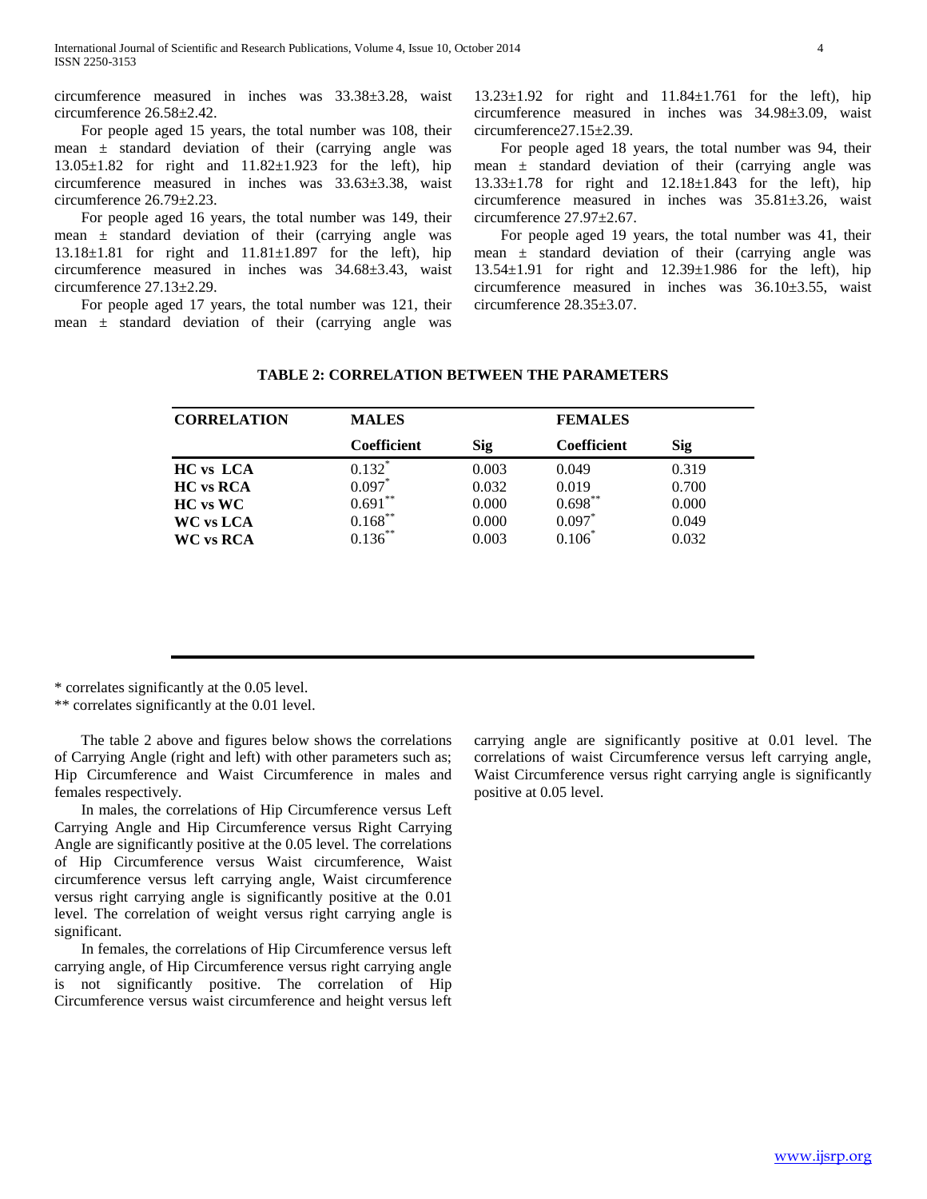circumference measured in inches was 33.38±3.28, waist circumference 26.58±2.42.

For people aged 15 years, the total number was 108, their mean ± standard deviation of their (carrying angle was 13.05±1.82 for right and 11.82±1.923 for the left), hip circumference measured in inches was 33.63±3.38, waist circumference 26.79±2.23.

For people aged 16 years, the total number was 149, their mean ± standard deviation of their (carrying angle was 13.18±1.81 for right and 11.81±1.897 for the left), hip circumference measured in inches was 34.68±3.43, waist circumference 27.13±2.29.

For people aged 17 years, the total number was 121, their mean ± standard deviation of their (carrying angle was 13.23±1.92 for right and 11.84±1.761 for the left), hip circumference measured in inches was 34.98±3.09, waist circumference27.15±2.39.

For people aged 18 years, the total number was 94, their mean ± standard deviation of their (carrying angle was 13.33±1.78 for right and 12.18±1.843 for the left), hip circumference measured in inches was 35.81±3.26, waist circumference 27.97±2.67.

For people aged 19 years, the total number was 41, their mean ± standard deviation of their (carrying angle was 13.54±1.91 for right and 12.39±1.986 for the left), hip circumference measured in inches was 36.10±3.55, waist circumference 28.35±3.07.

**TABLE 2: CORRELATION BETWEEN THE PARAMETERS**

| CORRELATION | MALES | | FEMALES | |
|---|---|---|---|---|
| | **Coefficient** | **Sig** | **Coefficient** | **Sig** |
| **HC vs LCA** | 0.132* | 0.003 | 0.049 | 0.319 |
| **HC vs RCA** | 0.097* | 0.032 | 0.019 | 0.700 |
| **HC vs WC** | 0.691** | 0.000 | 0.698** | 0.000 |
| **WC vs LCA** | 0.168** | 0.000 | 0.097* | 0.049 |
| **WC vs RCA** | 0.136** | 0.003 | 0.106* | 0.032 |

\* correlates significantly at the 0.05 level.

\** correlates significantly at the 0.01 level.

The table 2 above and figures below shows the correlations of Carrying Angle (right and left) with other parameters such as; Hip Circumference and Waist Circumference in males and females respectively.

In males, the correlations of Hip Circumference versus Left Carrying Angle and Hip Circumference versus Right Carrying Angle are significantly positive at the 0.05 level. The correlations of Hip Circumference versus Waist circumference, Waist circumference versus left carrying angle, Waist circumference versus right carrying angle is significantly positive at the 0.01 level. The correlation of weight versus right carrying angle is significant.

In females, the correlations of Hip Circumference versus left carrying angle, of Hip Circumference versus right carrying angle is not significantly positive. The correlation of Hip Circumference versus waist circumference and height versus left carrying angle are significantly positive at 0.01 level. The correlations of waist Circumference versus left carrying angle, Waist Circumference versus right carrying angle is significantly positive at 0.05 level.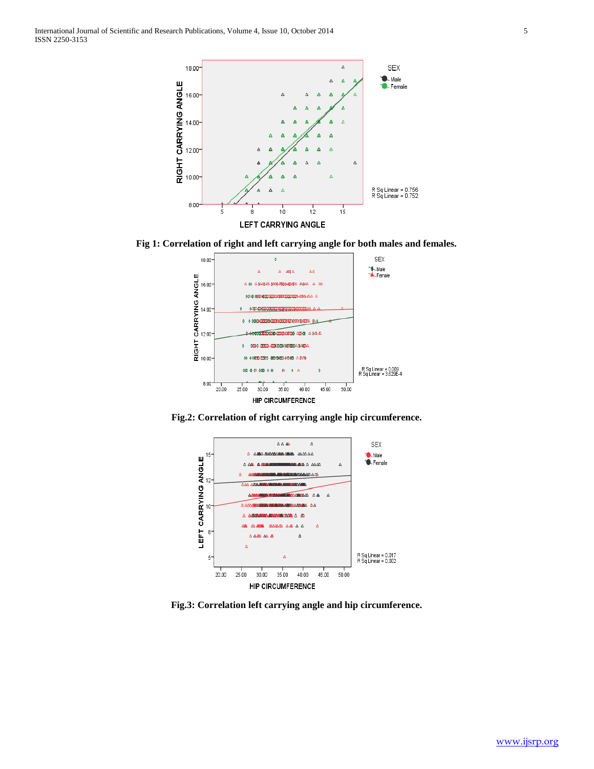**Fig 1: Correlation of right and left carrying angle for both males and females.**

**Fig.2: Correlation of right carrying angle hip circumference.**

**Fig.3: Correlation left carrying angle and hip circumference.**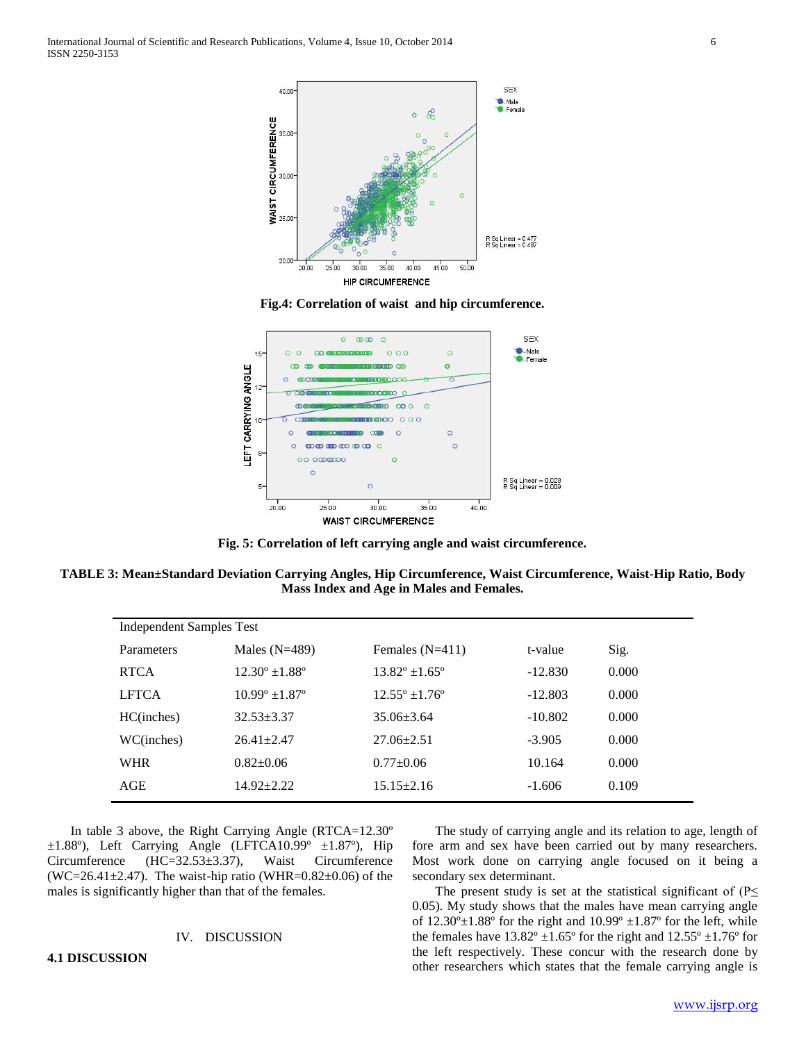**Fig.4: Correlation of waist and hip circumference.**

**Fig. 5: Correlation of left carrying angle and waist circumference.**

**TABLE 3: Mean±Standard Deviation Carrying Angles, Hip Circumference, Waist Circumference, Waist-Hip Ratio, Body Mass Index and Age in Males and Females.**

| Independent Samples Test | | | | |
|---|---|---|---|---|
| Parameters | Males (N=489) | Females (N=411) | t-value | Sig. |
| RTCA | 12.30º ±1.88º | 13.82º ±1.65º | -12.830 | 0.000 |
| LFTCA | 10.99º ±1.87º | 12.55º ±1.76º | -12.803 | 0.000 |
| HC(inches) | 32.53±3.37 | 35.06±3.64 | -10.802 | 0.000 |
| WC(inches) | 26.41±2.47 | 27.06±2.51 | -3.905 | 0.000 |
| WHR | 0.82±0.06 | 0.77±0.06 | 10.164 | 0.000 |
| AGE | 14.92±2.22 | 15.15±2.16 | -1.606 | 0.109 |

In table 3 above, the Right Carrying Angle (RTCA=12.30º ±1.88º), Left Carrying Angle (LFTCA10.99º ±1.87º), Hip Circumference (HC=32.53±3.37), Waist Circumference (WC=26.41±2.47). The waist-hip ratio (WHR=0.82±0.06) of the males is significantly higher than that of the females.

# IV. DISCUSSION

## 4.1 DISCUSSION

The study of carrying angle and its relation to age, length of fore arm and sex have been carried out by many researchers. Most work done on carrying angle focused on it being a secondary sex determinant.

The present study is set at the statistical significant of ($P \leq 0.05$). My study shows that the males have mean carrying angle of 12.30º±1.88º for the right and 10.99º ±1.87º for the left, while the females have 13.82º ±1.65º for the right and 12.55º ±1.76º for the left respectively. These concur with the research done by other researchers which states that the female carrying angle is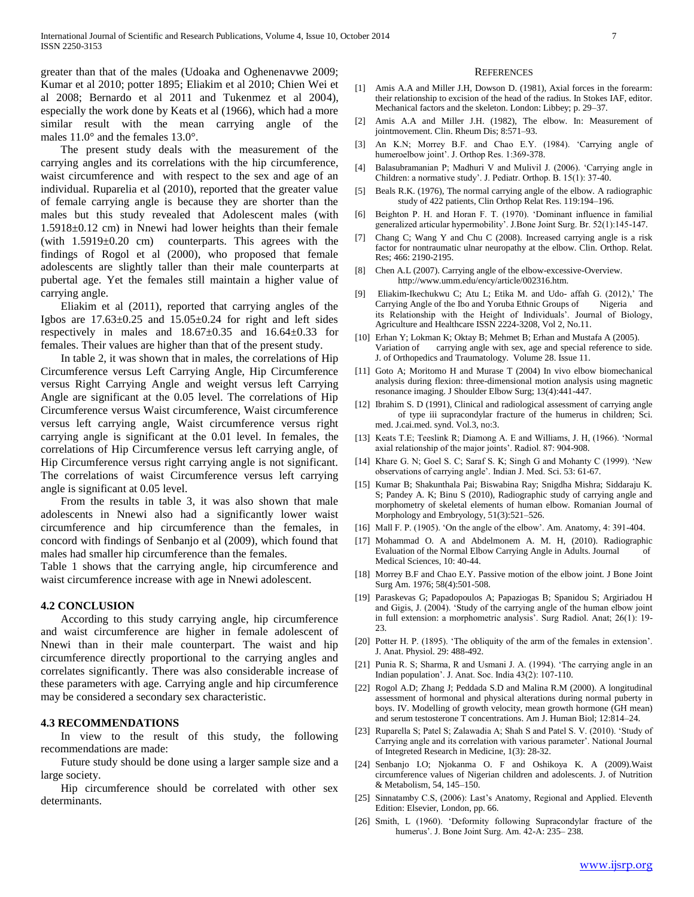greater than that of the males (Udoaka and Oghenenavwe 2009; Kumar et al 2010; potter 1895; Eliakim et al 2010; Chien Wei et al 2008; Bernardo et al 2011 and Tukenmez et al 2004), especially the work done by Keats et al (1966), which had a more similar result with the mean carrying angle of the males 11.0° and the females 13.0°.

The present study deals with the measurement of the carrying angles and its correlations with the hip circumference, waist circumference and with respect to the sex and age of an individual. Ruparelia et al (2010), reported that the greater value of female carrying angle is because they are shorter than the males but this study revealed that Adolescent males (with 1.5918±0.12 cm) in Nnewi had lower heights than their female (with 1.5919±0.20 cm) counterparts. This agrees with the findings of Rogol et al (2000), who proposed that female adolescents are slightly taller than their male counterparts at pubertal age. Yet the females still maintain a higher value of carrying angle.

Eliakim et al (2011), reported that carrying angles of the Igbos are 17.63±0.25 and 15.05±0.24 for right and left sides respectively in males and 18.67±0.35 and 16.64±0.33 for females. Their values are higher than that of the present study.

In table 2, it was shown that in males, the correlations of Hip Circumference versus Left Carrying Angle, Hip Circumference versus Right Carrying Angle and weight versus left Carrying Angle are significant at the 0.05 level. The correlations of Hip Circumference versus Waist circumference, Waist circumference versus left carrying angle, Waist circumference versus right carrying angle is significant at the 0.01 level. In females, the correlations of Hip Circumference versus left carrying angle, of Hip Circumference versus right carrying angle is not significant. The correlations of waist Circumference versus left carrying angle is significant at 0.05 level.

From the results in table 3, it was also shown that male adolescents in Nnewi also had a significantly lower waist circumference and hip circumference than the females, in concord with findings of Senbanjo et al (2009), which found that males had smaller hip circumference than the females.

Table 1 shows that the carrying angle, hip circumference and waist circumference increase with age in Nnewi adolescent.

### 4.2 CONCLUSION

According to this study carrying angle, hip circumference and waist circumference are higher in female adolescent of Nnewi than in their male counterpart. The waist and hip circumference directly proportional to the carrying angles and correlates significantly. There was also considerable increase of these parameters with age. Carrying angle and hip circumference may be considered a secondary sex characteristic.

### 4.3 RECOMMENDATIONS

In view to the result of this study, the following recommendations are made:

Future study should be done using a larger sample size and a large society.

Hip circumference should be correlated with other sex determinants.

## REFERENCES

[1] Amis A.A and Miller J.H, Dowson D. (1981), Axial forces in the forearm: their relationship to excision of the head of the radius. In Stokes IAF, editor. Mechanical factors and the skeleton. London: Libbey; p. 29–37.

[2] Amis A.A and Miller J.H. (1982), The elbow. In: Measurement of jointmovement. Clin. Rheum Dis; 8:571–93.

[3] An K.N; Morrey B.F. and Chao E.Y. (1984). 'Carrying angle of humeroelbow joint'. J. Orthop Res. 1:369-378.

[4] Balasubramanian P; Madhuri V and Mulivil J. (2006). 'Carrying angle in Children: a normative study'. J. Pediatr. Orthop. B. 15(1): 37-40.

[5] Beals R.K. (1976), The normal carrying angle of the elbow. A radiographic study of 422 patients, Clin Orthop Relat Res. 119:194–196.

[6] Beighton P. H. and Horan F. T. (1970). 'Dominant influence in familial generalized articular hypermobility'. J.Bone Joint Surg. Br. 52(1):145-147.

[7] Chang C; Wang Y and Chu C (2008). Increased carrying angle is a risk factor for nontraumatic ulnar neuropathy at the elbow. Clin. Orthop. Relat. Res; 466: 2190-2195.

[8] Chen A.L (2007). Carrying angle of the elbow-excessive-Overview. http://www.umm.edu/ency/article/002316.htm.

[9] Eliakim-Ikechukwu C; Atu L; Etika M. and Udo- affah G. (2012),' The Carrying Angle of the Ibo and Yoruba Ethnic Groups of Nigeria and its Relationship with the Height of Individuals'. Journal of Biology, Agriculture and Healthcare ISSN 2224-3208, Vol 2, No.11.

[10] Erhan Y; Lokman K; Oktay B; Mehmet B; Erhan and Mustafa A (2005). Variation of carrying angle with sex, age and special reference to side. J. of Orthopedics and Traumatology. Volume 28. Issue 11.

[11] Goto A; Moritomo H and Murase T (2004) In vivo elbow biomechanical analysis during flexion: three-dimensional motion analysis using magnetic resonance imaging. J Shoulder Elbow Surg; 13(4):441-447.

[12] Ibrahim S. D (1991), Clinical and radiological assessment of carrying angle of type iii supracondylar fracture of the humerus in children; Sci. med. J.cai.med. synd. Vol.3, no:3.

[13] Keats T.E; Teeslink R; Diamong A. E and Williams, J. H, (1966). 'Normal axial relationship of the major joints'. Radiol. 87: 904-908.

[14] Khare G. N; Goel S. C; Saraf S. K; Singh G and Mohanty C (1999). 'New observations of carrying angle'. Indian J. Med. Sci. 53: 61-67.

[15] Kumar B; Shakunthala Pai; Biswabina Ray; Snigdha Mishra; Siddaraju K. S; Pandey A. K; Binu S (2010), Radiographic study of carrying angle and morphometry of skeletal elements of human elbow. Romanian Journal of Morphology and Embryology, 51(3):521–526.

[16] Mall F. P. (1905). 'On the angle of the elbow'. Am. Anatomy, 4: 391-404.

[17] Mohammad O. A and Abdelmonem A. M. H, (2010). Radiographic Evaluation of the Normal Elbow Carrying Angle in Adults. Journal of Medical Sciences, 10: 40-44.

[18] Morrey B.F and Chao E.Y. Passive motion of the elbow joint. J Bone Joint Surg Am. 1976; 58(4):501-508.

[19] Paraskevas G; Papadopoulos A; Papaziogas B; Spanidou S; Argiriadou H and Gigis, J. (2004). 'Study of the carrying angle of the human elbow joint in full extension: a morphometric analysis'. Surg Radiol. Anat; 26(1): 19-23.

[20] Potter H. P. (1895). 'The obliquity of the arm of the females in extension'. J. Anat. Physiol. 29: 488-492.

[21] Punia R. S; Sharma, R and Usmani J. A. (1994). 'The carrying angle in an Indian population'. J. Anat. Soc. India 43(2): 107-110.

[22] Rogol A.D; Zhang J; Peddada S.D and Malina R.M (2000). A longitudinal assessment of hormonal and physical alterations during normal puberty in boys. IV. Modelling of growth velocity, mean growth hormone (GH mean) and serum testosterone T concentrations. Am J. Human Biol; 12:814–24.

[23] Ruparella S; Patel S; Zalawadia A; Shah S and Patel S. V. (2010). 'Study of Carrying angle and its correlation with various parameter'. National Journal of Integreted Research in Medicine, 1(3): 28-32.

[24] Senbanjo I.O; Njokanma O. F and Oshikoya K. A (2009).Waist circumference values of Nigerian children and adolescents. J. of Nutrition & Metabolism, 54, 145–150.

[25] Sinnatamby C.S, (2006): Last's Anatomy, Regional and Applied. Eleventh Edition: Elsevier, London, pp. 66.

[26] Smith, L (1960). 'Deformity following Supracondylar fracture of the humerus'. J. Bone Joint Surg. Am. 42-A: 235– 238.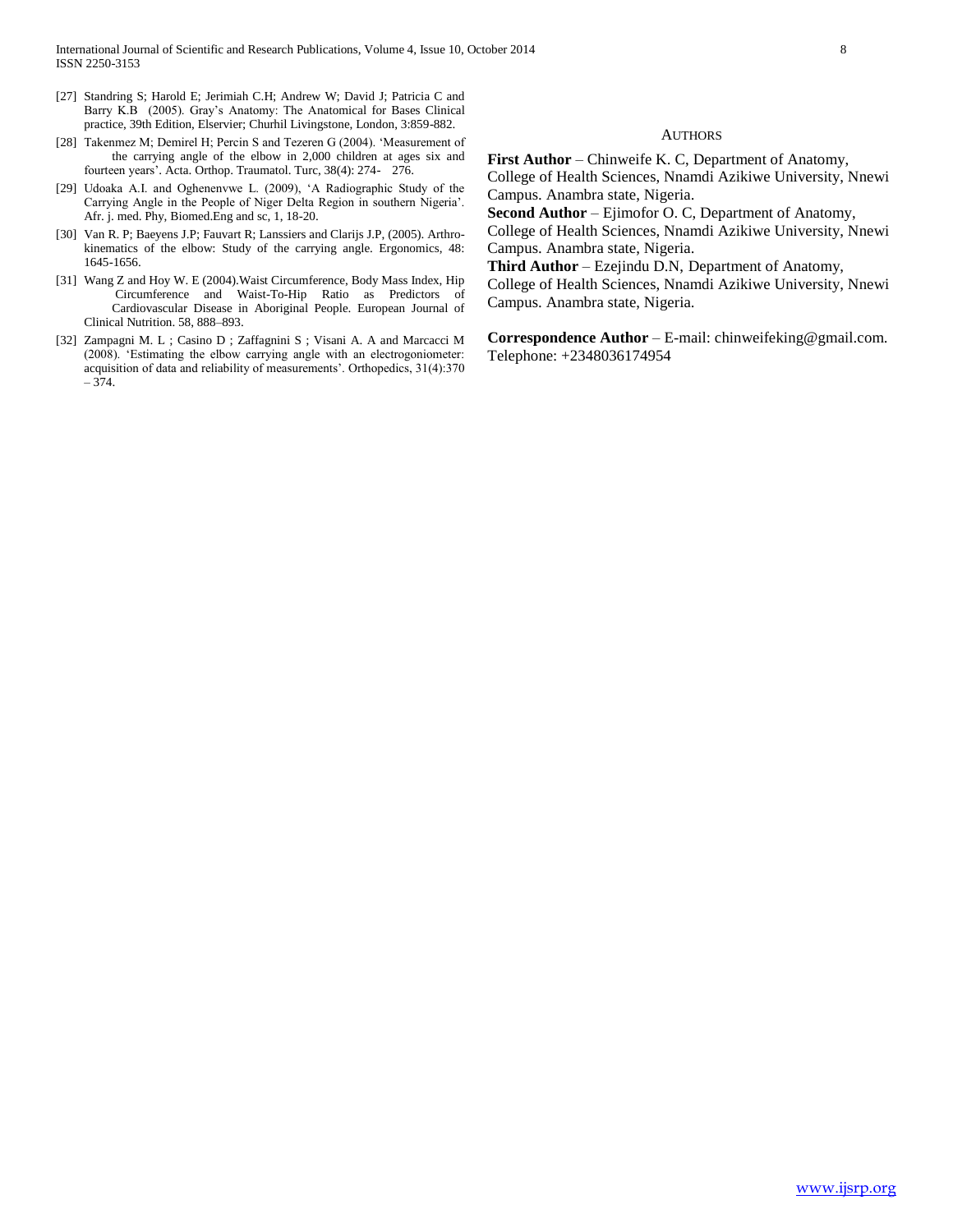[27] Standring S; Harold E; Jerimiah C.H; Andrew W; David J; Patricia C and Barry K.B (2005). Gray's Anatomy: The Anatomical for Bases Clinical practice, 39th Edition, Elservier; Churhil Livingstone, London, 3:859-882.

[28] Takenmez M; Demirel H; Percin S and Tezeren G (2004). 'Measurement of the carrying angle of the elbow in 2,000 children at ages six and fourteen years'. Acta. Orthop. Traumatol. Turc, 38(4): 274- 276.

[29] Udoaka A.I. and Oghenenvwe L. (2009), 'A Radiographic Study of the Carrying Angle in the People of Niger Delta Region in southern Nigeria'. Afr. j. med. Phy, Biomed.Eng and sc, 1, 18-20.

[30] Van R. P; Baeyens J.P; Fauvart R; Lanssiers and Clarijs J.P, (2005). Arthro-kinematics of the elbow: Study of the carrying angle. Ergonomics, 48: 1645-1656.

[31] Wang Z and Hoy W. E (2004).Waist Circumference, Body Mass Index, Hip Circumference and Waist-To-Hip Ratio as Predictors of Cardiovascular Disease in Aboriginal People. European Journal of Clinical Nutrition. 58, 888–893.

[32] Zampagni M. L ; Casino D ; Zaffagnini S ; Visani A. A and Marcacci M (2008). 'Estimating the elbow carrying angle with an electrogoniometer: acquisition of data and reliability of measurements'. Orthopedics, 31(4):370 – 374.

## AUTHORS

**First Author** – Chinweife K. C, Department of Anatomy, College of Health Sciences, Nnamdi Azikiwe University, Nnewi Campus. Anambra state, Nigeria.

**Second Author** – Ejimofor O. C, Department of Anatomy, College of Health Sciences, Nnamdi Azikiwe University, Nnewi Campus. Anambra state, Nigeria.

**Third Author** – Ezejindu D.N, Department of Anatomy, College of Health Sciences, Nnamdi Azikiwe University, Nnewi Campus. Anambra state, Nigeria.

**Correspondence Author** – E-mail: chinweifeking@gmail.com. Telephone: +2348036174954